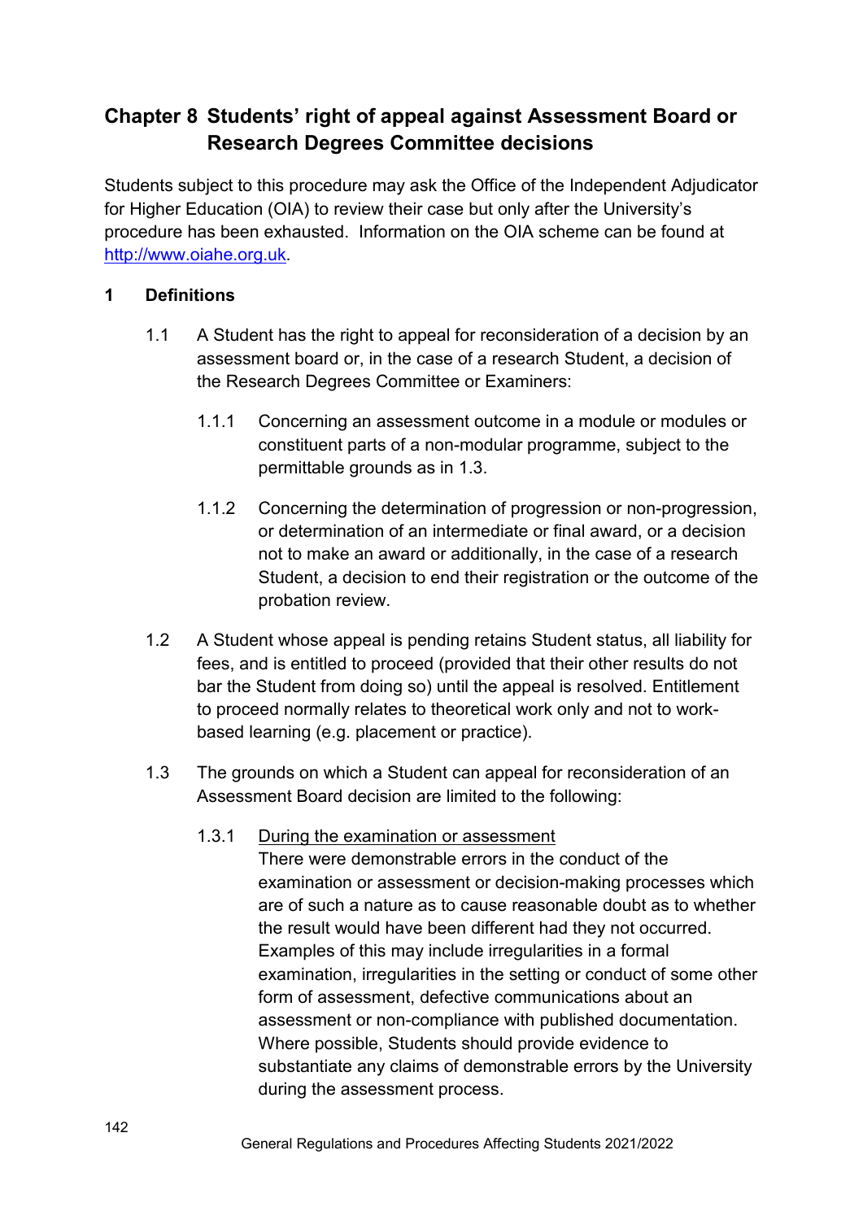# Chapter 8 Students' right of appeal against Assessment Board or Research Degrees Committee decisions

Students subject to this procedure may ask the Office of the Independent Adjudicator for Higher Education (OIA) to review their case but only after the University's procedure has been exhausted. Information on the OIA scheme can be found at [http://www.oiahe.org.uk](http://www.oiahe.org.uk).

## 1 Definitions

1.1 A Student has the right to appeal for reconsideration of a decision by an assessment board or, in the case of a research Student, a decision of the Research Degrees Committee or Examiners:

1.1.1 Concerning an assessment outcome in a module or modules or constituent parts of a non-modular programme, subject to the permittable grounds as in 1.3.

1.1.2 Concerning the determination of progression or non-progression, or determination of an intermediate or final award, or a decision not to make an award or additionally, in the case of a research Student, a decision to end their registration or the outcome of the probation review.

1.2 A Student whose appeal is pending retains Student status, all liability for fees, and is entitled to proceed (provided that their other results do not bar the Student from doing so) until the appeal is resolved. Entitlement to proceed normally relates to theoretical work only and not to work-based learning (e.g. placement or practice).

1.3 The grounds on which a Student can appeal for reconsideration of an Assessment Board decision are limited to the following:

1.3.1 <u>During the examination or assessment</u>
There were demonstrable errors in the conduct of the examination or assessment or decision-making processes which are of such a nature as to cause reasonable doubt as to whether the result would have been different had they not occurred. Examples of this may include irregularities in a formal examination, irregularities in the setting or conduct of some other form of assessment, defective communications about an assessment or non-compliance with published documentation. Where possible, Students should provide evidence to substantiate any claims of demonstrable errors by the University during the assessment process.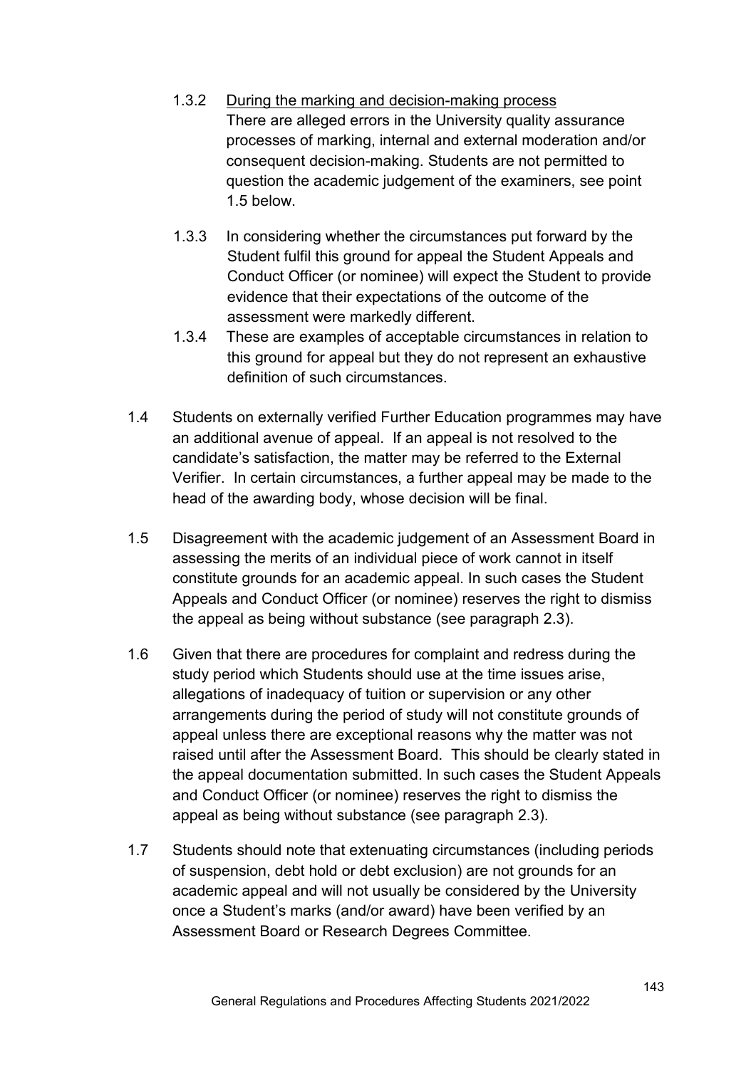1.3.2 <u>During the marking and decision-making process</u>
There are alleged errors in the University quality assurance processes of marking, internal and external moderation and/or consequent decision-making. Students are not permitted to question the academic judgement of the examiners, see point 1.5 below.

1.3.3 In considering whether the circumstances put forward by the Student fulfil this ground for appeal the Student Appeals and Conduct Officer (or nominee) will expect the Student to provide evidence that their expectations of the outcome of the assessment were markedly different.

1.3.4 These are examples of acceptable circumstances in relation to this ground for appeal but they do not represent an exhaustive definition of such circumstances.

1.4 Students on externally verified Further Education programmes may have an additional avenue of appeal. If an appeal is not resolved to the candidate's satisfaction, the matter may be referred to the External Verifier. In certain circumstances, a further appeal may be made to the head of the awarding body, whose decision will be final.

1.5 Disagreement with the academic judgement of an Assessment Board in assessing the merits of an individual piece of work cannot in itself constitute grounds for an academic appeal. In such cases the Student Appeals and Conduct Officer (or nominee) reserves the right to dismiss the appeal as being without substance (see paragraph 2.3).

1.6 Given that there are procedures for complaint and redress during the study period which Students should use at the time issues arise, allegations of inadequacy of tuition or supervision or any other arrangements during the period of study will not constitute grounds of appeal unless there are exceptional reasons why the matter was not raised until after the Assessment Board. This should be clearly stated in the appeal documentation submitted. In such cases the Student Appeals and Conduct Officer (or nominee) reserves the right to dismiss the appeal as being without substance (see paragraph 2.3).

1.7 Students should note that extenuating circumstances (including periods of suspension, debt hold or debt exclusion) are not grounds for an academic appeal and will not usually be considered by the University once a Student's marks (and/or award) have been verified by an Assessment Board or Research Degrees Committee.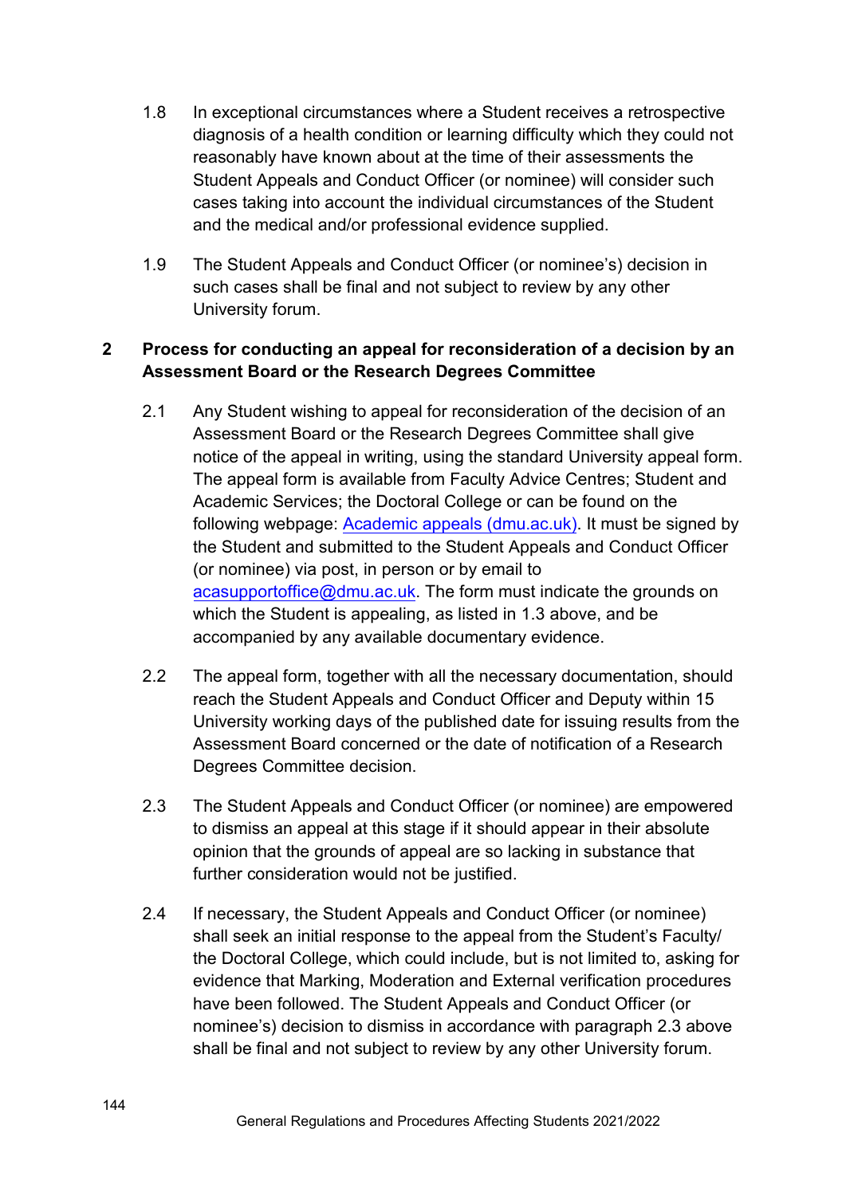1.8 In exceptional circumstances where a Student receives a retrospective diagnosis of a health condition or learning difficulty which they could not reasonably have known about at the time of their assessments the Student Appeals and Conduct Officer (or nominee) will consider such cases taking into account the individual circumstances of the Student and the medical and/or professional evidence supplied.

1.9 The Student Appeals and Conduct Officer (or nominee's) decision in such cases shall be final and not subject to review by any other University forum.

## 2 Process for conducting an appeal for reconsideration of a decision by an Assessment Board or the Research Degrees Committee

2.1 Any Student wishing to appeal for reconsideration of the decision of an Assessment Board or the Research Degrees Committee shall give notice of the appeal in writing, using the standard University appeal form. The appeal form is available from Faculty Advice Centres; Student and Academic Services; the Doctoral College or can be found on the following webpage: [Academic appeals (dmu.ac.uk)](). It must be signed by the Student and submitted to the Student Appeals and Conduct Officer (or nominee) via post, in person or by email to acasupportoffice@dmu.ac.uk. The form must indicate the grounds on which the Student is appealing, as listed in 1.3 above, and be accompanied by any available documentary evidence.

2.2 The appeal form, together with all the necessary documentation, should reach the Student Appeals and Conduct Officer and Deputy within 15 University working days of the published date for issuing results from the Assessment Board concerned or the date of notification of a Research Degrees Committee decision.

2.3 The Student Appeals and Conduct Officer (or nominee) are empowered to dismiss an appeal at this stage if it should appear in their absolute opinion that the grounds of appeal are so lacking in substance that further consideration would not be justified.

2.4 If necessary, the Student Appeals and Conduct Officer (or nominee) shall seek an initial response to the appeal from the Student's Faculty/ the Doctoral College, which could include, but is not limited to, asking for evidence that Marking, Moderation and External verification procedures have been followed. The Student Appeals and Conduct Officer (or nominee's) decision to dismiss in accordance with paragraph 2.3 above shall be final and not subject to review by any other University forum.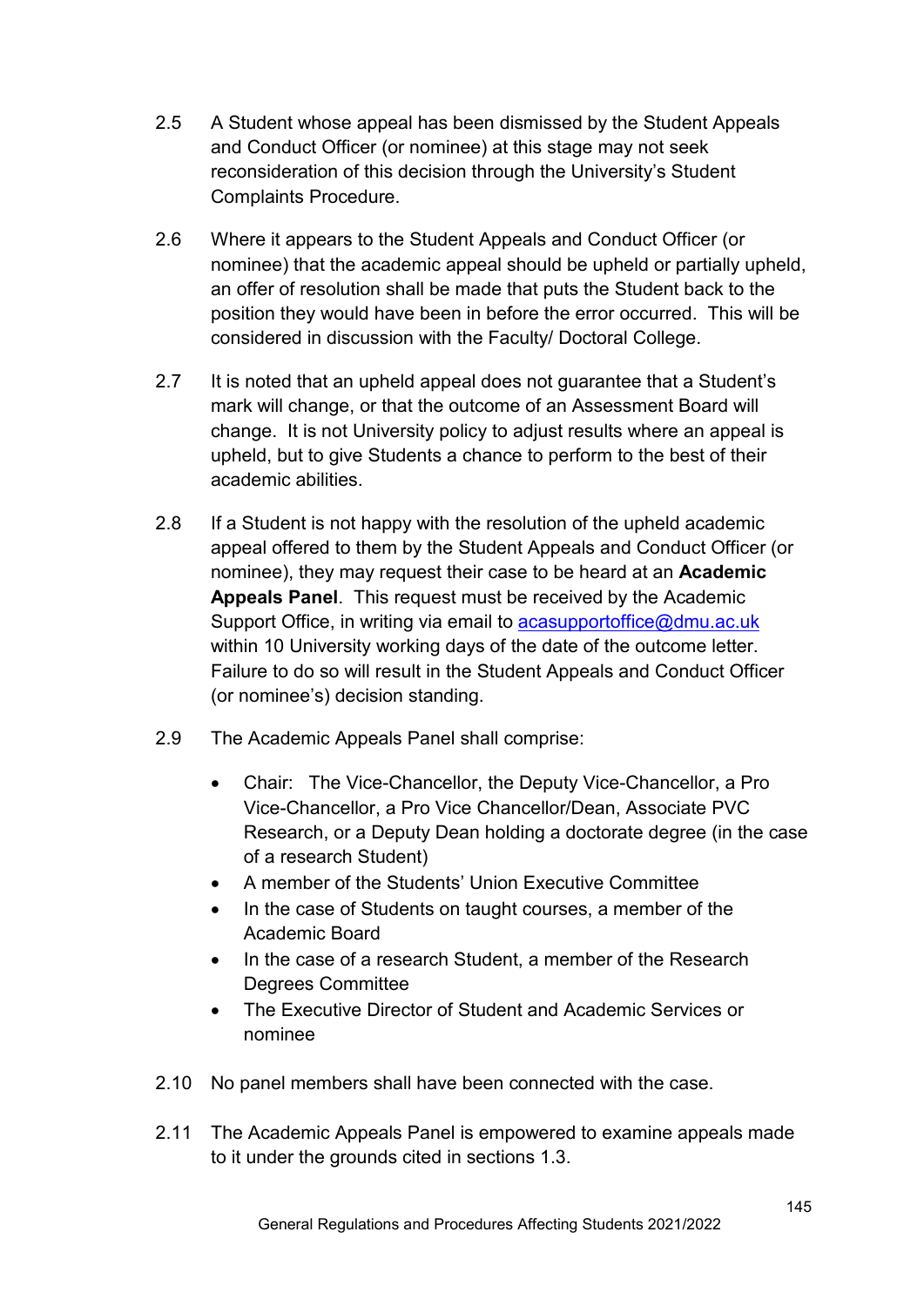2.5 A Student whose appeal has been dismissed by the Student Appeals and Conduct Officer (or nominee) at this stage may not seek reconsideration of this decision through the University's Student Complaints Procedure.

2.6 Where it appears to the Student Appeals and Conduct Officer (or nominee) that the academic appeal should be upheld or partially upheld, an offer of resolution shall be made that puts the Student back to the position they would have been in before the error occurred. This will be considered in discussion with the Faculty/ Doctoral College.

2.7 It is noted that an upheld appeal does not guarantee that a Student's mark will change, or that the outcome of an Assessment Board will change. It is not University policy to adjust results where an appeal is upheld, but to give Students a chance to perform to the best of their academic abilities.

2.8 If a Student is not happy with the resolution of the upheld academic appeal offered to them by the Student Appeals and Conduct Officer (or nominee), they may request their case to be heard at an **Academic Appeals Panel**. This request must be received by the Academic Support Office, in writing via email to acasupportoffice@dmu.ac.uk within 10 University working days of the date of the outcome letter. Failure to do so will result in the Student Appeals and Conduct Officer (or nominee's) decision standing.

2.9 The Academic Appeals Panel shall comprise:

- Chair: The Vice-Chancellor, the Deputy Vice-Chancellor, a Pro Vice-Chancellor, a Pro Vice Chancellor/Dean, Associate PVC Research, or a Deputy Dean holding a doctorate degree (in the case of a research Student)
- A member of the Students' Union Executive Committee
- In the case of Students on taught courses, a member of the Academic Board
- In the case of a research Student, a member of the Research Degrees Committee
- The Executive Director of Student and Academic Services or nominee

2.10 No panel members shall have been connected with the case.

2.11 The Academic Appeals Panel is empowered to examine appeals made to it under the grounds cited in sections 1.3.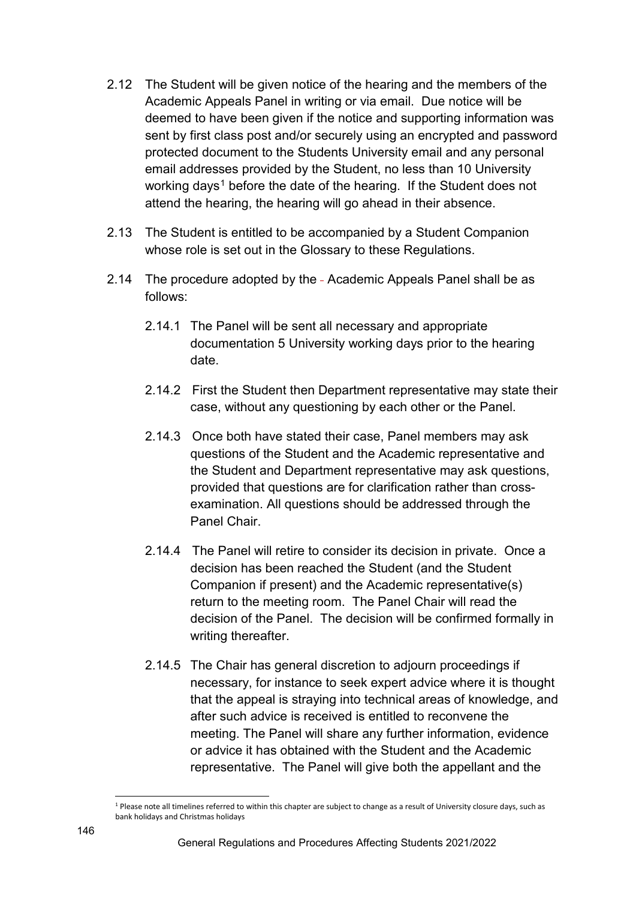2.12 The Student will be given notice of the hearing and the members of the Academic Appeals Panel in writing or via email. Due notice will be deemed to have been given if the notice and supporting information was sent by first class post and/or securely using an encrypted and password protected document to the Students University email and any personal email addresses provided by the Student, no less than 10 University working days[1] before the date of the hearing. If the Student does not attend the hearing, the hearing will go ahead in their absence.

2.13 The Student is entitled to be accompanied by a Student Companion whose role is set out in the Glossary to these Regulations.

2.14 The procedure adopted by the Academic Appeals Panel shall be as follows:

2.14.1 The Panel will be sent all necessary and appropriate documentation 5 University working days prior to the hearing date.

2.14.2 First the Student then Department representative may state their case, without any questioning by each other or the Panel.

2.14.3 Once both have stated their case, Panel members may ask questions of the Student and the Academic representative and the Student and Department representative may ask questions, provided that questions are for clarification rather than cross-examination. All questions should be addressed through the Panel Chair.

2.14.4 The Panel will retire to consider its decision in private. Once a decision has been reached the Student (and the Student Companion if present) and the Academic representative(s) return to the meeting room. The Panel Chair will read the decision of the Panel. The decision will be confirmed formally in writing thereafter.

2.14.5 The Chair has general discretion to adjourn proceedings if necessary, for instance to seek expert advice where it is thought that the appeal is straying into technical areas of knowledge, and after such advice is received is entitled to reconvene the meeting. The Panel will share any further information, evidence or advice it has obtained with the Student and the Academic representative. The Panel will give both the appellant and the

[1] Please note all timelines referred to within this chapter are subject to change as a result of University closure days, such as bank holidays and Christmas holidays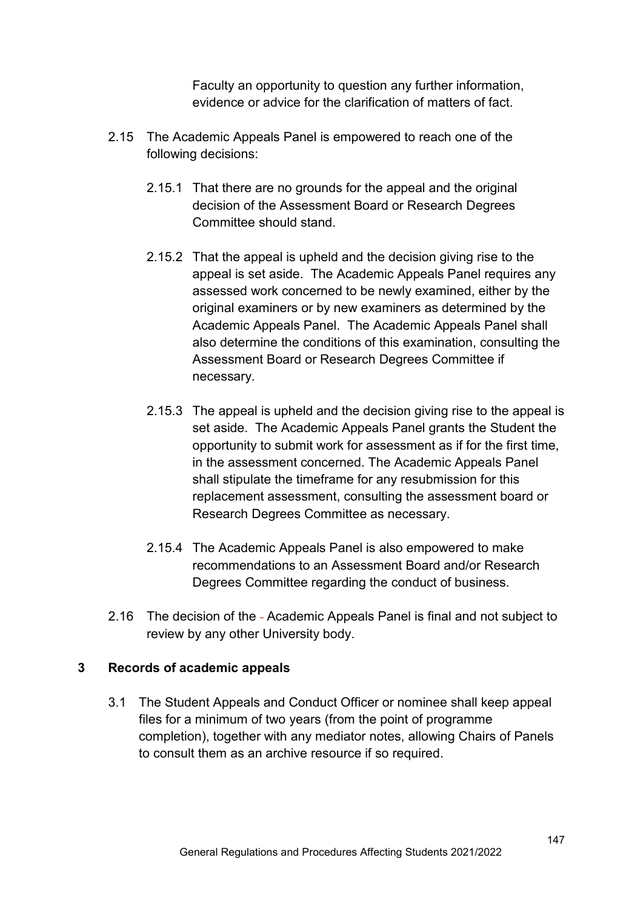Faculty an opportunity to question any further information, evidence or advice for the clarification of matters of fact.

2.15 The Academic Appeals Panel is empowered to reach one of the following decisions:

2.15.1 That there are no grounds for the appeal and the original decision of the Assessment Board or Research Degrees Committee should stand.

2.15.2 That the appeal is upheld and the decision giving rise to the appeal is set aside. The Academic Appeals Panel requires any assessed work concerned to be newly examined, either by the original examiners or by new examiners as determined by the Academic Appeals Panel. The Academic Appeals Panel shall also determine the conditions of this examination, consulting the Assessment Board or Research Degrees Committee if necessary.

2.15.3 The appeal is upheld and the decision giving rise to the appeal is set aside. The Academic Appeals Panel grants the Student the opportunity to submit work for assessment as if for the first time, in the assessment concerned. The Academic Appeals Panel shall stipulate the timeframe for any resubmission for this replacement assessment, consulting the assessment board or Research Degrees Committee as necessary.

2.15.4 The Academic Appeals Panel is also empowered to make recommendations to an Assessment Board and/or Research Degrees Committee regarding the conduct of business.

2.16 The decision of the Academic Appeals Panel is final and not subject to review by any other University body.

## 3 Records of academic appeals

3.1 The Student Appeals and Conduct Officer or nominee shall keep appeal files for a minimum of two years (from the point of programme completion), together with any mediator notes, allowing Chairs of Panels to consult them as an archive resource if so required.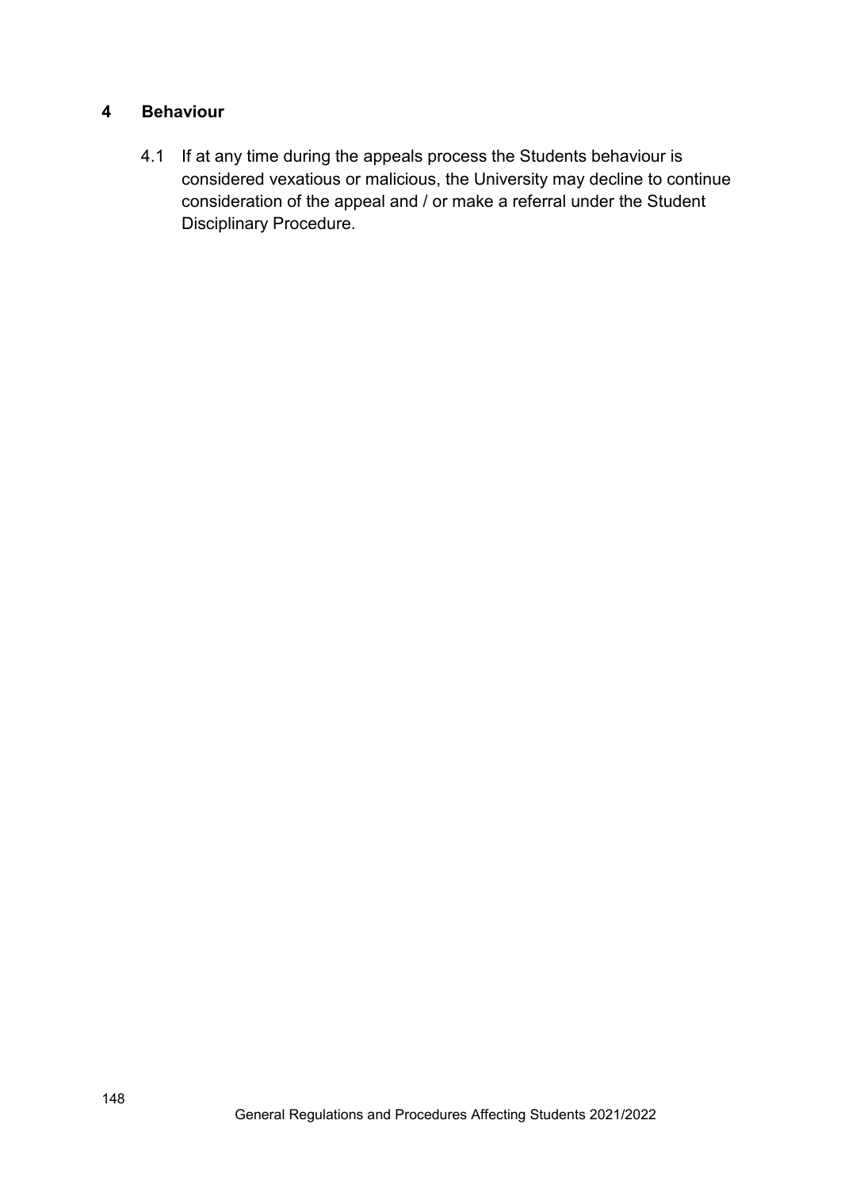## 4 Behaviour

4.1 If at any time during the appeals process the Students behaviour is considered vexatious or malicious, the University may decline to continue consideration of the appeal and / or make a referral under the Student Disciplinary Procedure.